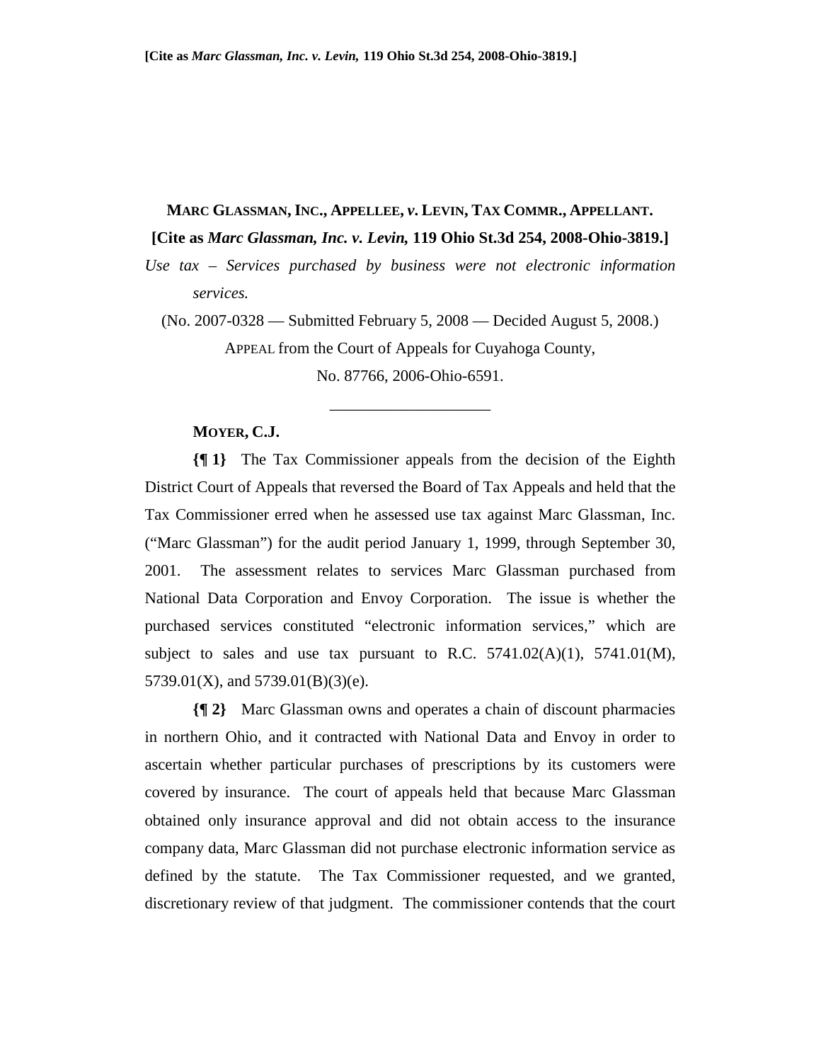**MARC GLASSMAN, INC., APPELLEE, *v.* LEVIN, TAX COMMR., APPELLANT.**

**[Cite as *Marc Glassman, Inc. v. Levin,* 119 Ohio St.3d 254, 2008-Ohio-3819.]**

*Use tax – Services purchased by business were not electronic information services.*

(No. 2007-0328 — Submitted February 5, 2008 — Decided August 5, 2008.)

APPEAL from the Court of Appeals for Cuyahoga County,

No. 87766, 2006-Ohio-6591.

\_\_\_\_\_\_\_\_\_\_\_\_\_\_\_\_\_\_\_\_

**MOYER, C.J.**

**{¶ 1}** The Tax Commissioner appeals from the decision of the Eighth District Court of Appeals that reversed the Board of Tax Appeals and held that the Tax Commissioner erred when he assessed use tax against Marc Glassman, Inc. ("Marc Glassman") for the audit period January 1, 1999, through September 30, 2001. The assessment relates to services Marc Glassman purchased from National Data Corporation and Envoy Corporation. The issue is whether the purchased services constituted "electronic information services," which are subject to sales and use tax pursuant to R.C. 5741.02(A)(1), 5741.01(M), 5739.01(X), and 5739.01(B)(3)(e).

**{¶ 2}** Marc Glassman owns and operates a chain of discount pharmacies in northern Ohio, and it contracted with National Data and Envoy in order to ascertain whether particular purchases of prescriptions by its customers were covered by insurance. The court of appeals held that because Marc Glassman obtained only insurance approval and did not obtain access to the insurance company data, Marc Glassman did not purchase electronic information service as defined by the statute. The Tax Commissioner requested, and we granted, discretionary review of that judgment. The commissioner contends that the court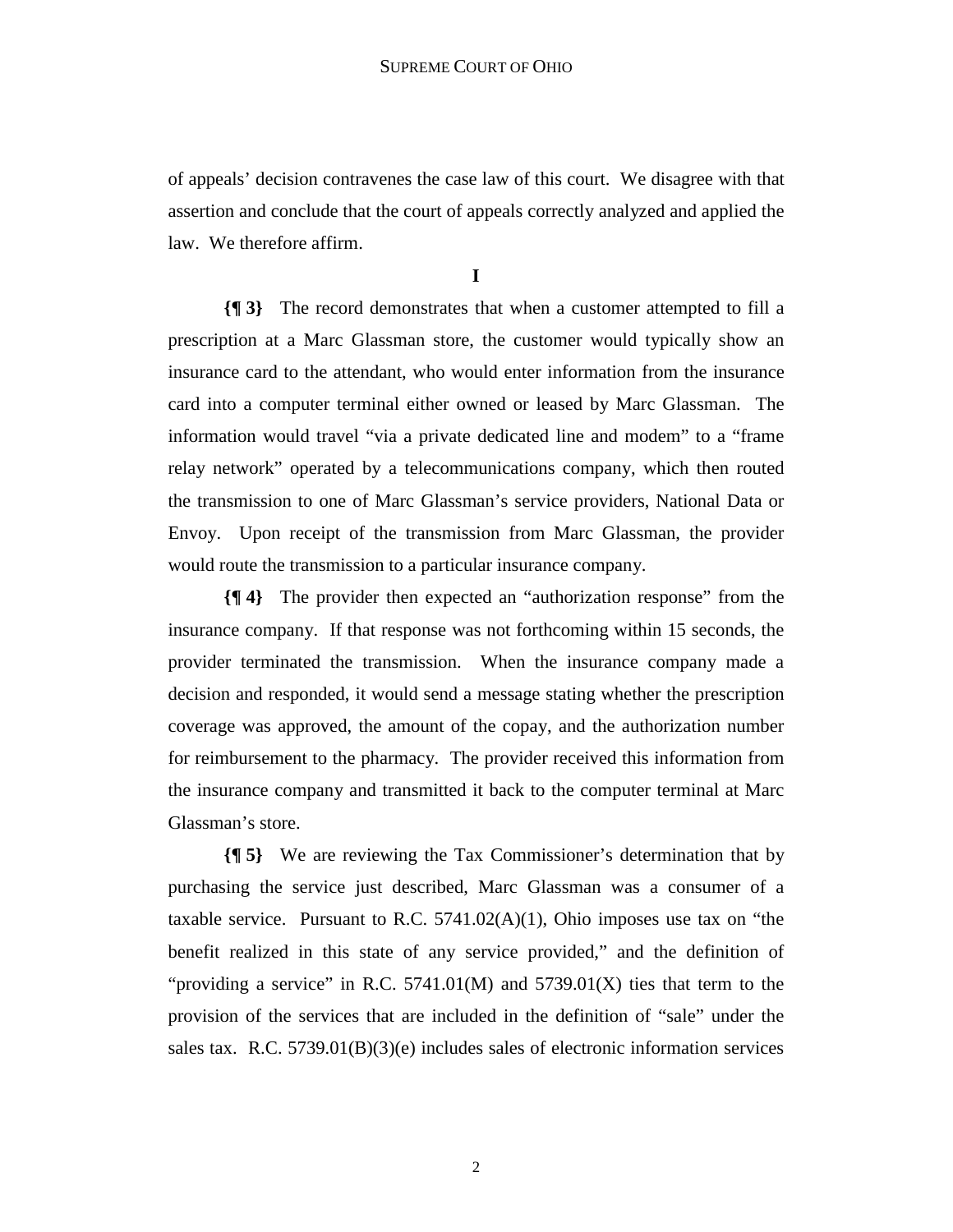of appeals' decision contravenes the case law of this court. We disagree with that assertion and conclude that the court of appeals correctly analyzed and applied the law. We therefore affirm.

**I**

**{¶ 3}** The record demonstrates that when a customer attempted to fill a prescription at a Marc Glassman store, the customer would typically show an insurance card to the attendant, who would enter information from the insurance card into a computer terminal either owned or leased by Marc Glassman. The information would travel "via a private dedicated line and modem" to a "frame relay network" operated by a telecommunications company, which then routed the transmission to one of Marc Glassman's service providers, National Data or Envoy. Upon receipt of the transmission from Marc Glassman, the provider would route the transmission to a particular insurance company.

**{¶ 4}** The provider then expected an "authorization response" from the insurance company. If that response was not forthcoming within 15 seconds, the provider terminated the transmission. When the insurance company made a decision and responded, it would send a message stating whether the prescription coverage was approved, the amount of the copay, and the authorization number for reimbursement to the pharmacy. The provider received this information from the insurance company and transmitted it back to the computer terminal at Marc Glassman's store.

**{¶ 5}** We are reviewing the Tax Commissioner's determination that by purchasing the service just described, Marc Glassman was a consumer of a taxable service. Pursuant to R.C. 5741.02(A)(1), Ohio imposes use tax on "the benefit realized in this state of any service provided," and the definition of "providing a service" in R.C. 5741.01(M) and 5739.01(X) ties that term to the provision of the services that are included in the definition of "sale" under the sales tax. R.C. 5739.01(B)(3)(e) includes sales of electronic information services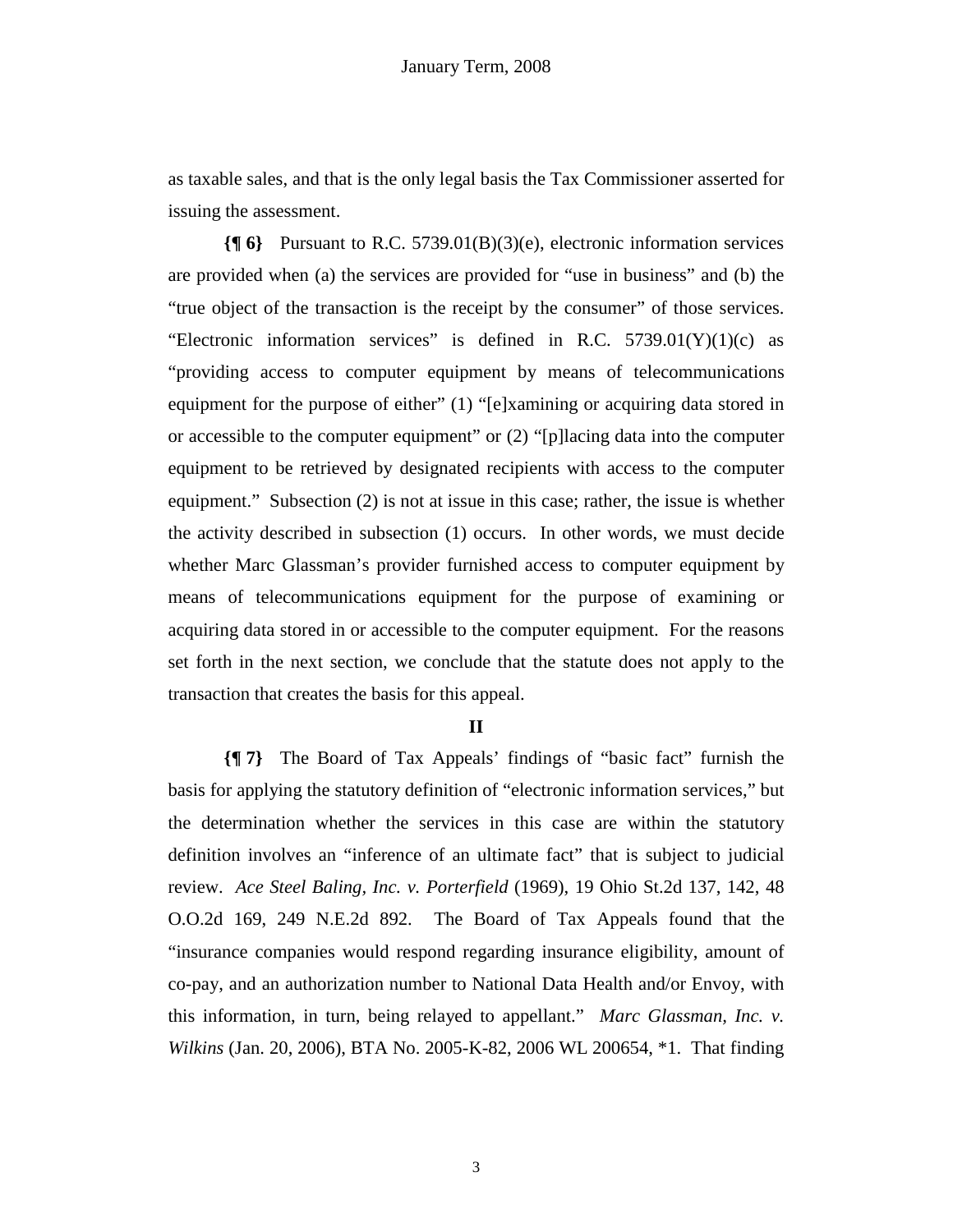as taxable sales, and that is the only legal basis the Tax Commissioner asserted for issuing the assessment.

**{¶ 6}** Pursuant to R.C. 5739.01(B)(3)(e), electronic information services are provided when (a) the services are provided for "use in business" and (b) the "true object of the transaction is the receipt by the consumer" of those services. "Electronic information services" is defined in R.C. 5739.01(Y)(1)(c) as "providing access to computer equipment by means of telecommunications equipment for the purpose of either" (1) "[e]xamining or acquiring data stored in or accessible to the computer equipment" or (2) "[p]lacing data into the computer equipment to be retrieved by designated recipients with access to the computer equipment." Subsection (2) is not at issue in this case; rather, the issue is whether the activity described in subsection (1) occurs. In other words, we must decide whether Marc Glassman's provider furnished access to computer equipment by means of telecommunications equipment for the purpose of examining or acquiring data stored in or accessible to the computer equipment. For the reasons set forth in the next section, we conclude that the statute does not apply to the transaction that creates the basis for this appeal.

## II

**{¶ 7}** The Board of Tax Appeals' findings of "basic fact" furnish the basis for applying the statutory definition of "electronic information services," but the determination whether the services in this case are within the statutory definition involves an "inference of an ultimate fact" that is subject to judicial review. *Ace Steel Baling, Inc. v. Porterfield* (1969), 19 Ohio St.2d 137, 142, 48 O.O.2d 169, 249 N.E.2d 892. The Board of Tax Appeals found that the "insurance companies would respond regarding insurance eligibility, amount of co-pay, and an authorization number to National Data Health and/or Envoy, with this information, in turn, being relayed to appellant." *Marc Glassman, Inc. v. Wilkins* (Jan. 20, 2006), BTA No. 2005-K-82, 2006 WL 200654, *1. That finding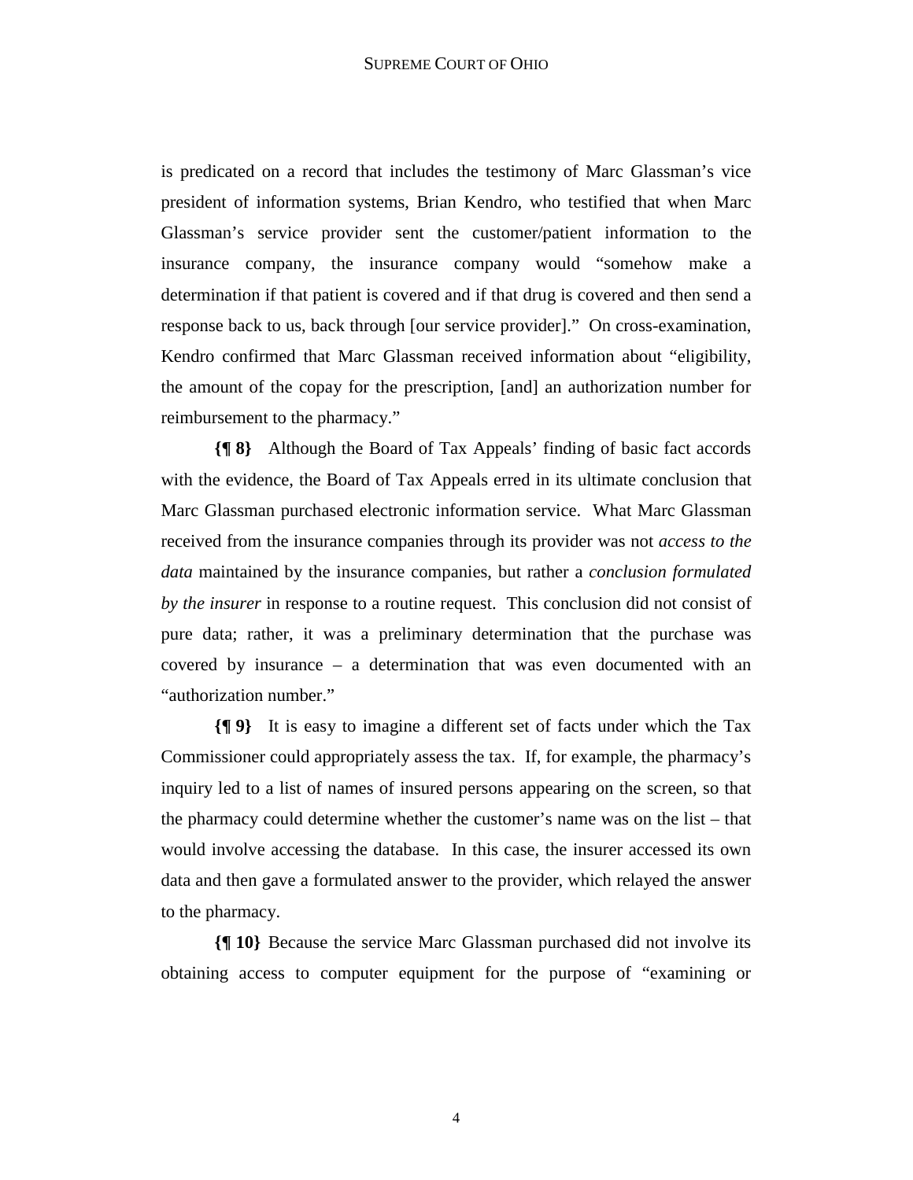is predicated on a record that includes the testimony of Marc Glassman's vice president of information systems, Brian Kendro, who testified that when Marc Glassman's service provider sent the customer/patient information to the insurance company, the insurance company would "somehow make a determination if that patient is covered and if that drug is covered and then send a response back to us, back through [our service provider]." On cross-examination, Kendro confirmed that Marc Glassman received information about "eligibility, the amount of the copay for the prescription, [and] an authorization number for reimbursement to the pharmacy."

**{¶ 8}** Although the Board of Tax Appeals' finding of basic fact accords with the evidence, the Board of Tax Appeals erred in its ultimate conclusion that Marc Glassman purchased electronic information service. What Marc Glassman received from the insurance companies through its provider was not *access to the data* maintained by the insurance companies, but rather a *conclusion formulated by the insurer* in response to a routine request. This conclusion did not consist of pure data; rather, it was a preliminary determination that the purchase was covered by insurance – a determination that was even documented with an "authorization number."

**{¶ 9}** It is easy to imagine a different set of facts under which the Tax Commissioner could appropriately assess the tax. If, for example, the pharmacy's inquiry led to a list of names of insured persons appearing on the screen, so that the pharmacy could determine whether the customer's name was on the list – that would involve accessing the database. In this case, the insurer accessed its own data and then gave a formulated answer to the provider, which relayed the answer to the pharmacy.

**{¶ 10}** Because the service Marc Glassman purchased did not involve its obtaining access to computer equipment for the purpose of "examining or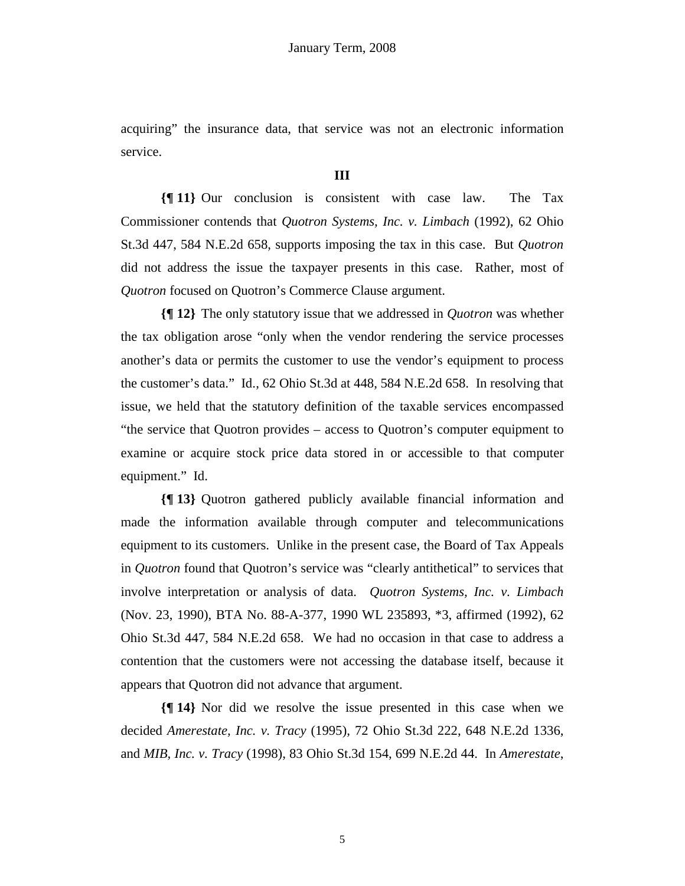acquiring" the insurance data, that service was not an electronic information service.

**III**

**{¶ 11}** Our conclusion is consistent with case law. The Tax Commissioner contends that *Quotron Systems, Inc. v. Limbach* (1992), 62 Ohio St.3d 447, 584 N.E.2d 658, supports imposing the tax in this case. But *Quotron* did not address the issue the taxpayer presents in this case. Rather, most of *Quotron* focused on Quotron's Commerce Clause argument.

**{¶ 12}** The only statutory issue that we addressed in *Quotron* was whether the tax obligation arose "only when the vendor rendering the service processes another's data or permits the customer to use the vendor's equipment to process the customer's data." Id., 62 Ohio St.3d at 448, 584 N.E.2d 658. In resolving that issue, we held that the statutory definition of the taxable services encompassed "the service that Quotron provides – access to Quotron's computer equipment to examine or acquire stock price data stored in or accessible to that computer equipment." Id.

**{¶ 13}** Quotron gathered publicly available financial information and made the information available through computer and telecommunications equipment to its customers. Unlike in the present case, the Board of Tax Appeals in *Quotron* found that Quotron's service was "clearly antithetical" to services that involve interpretation or analysis of data. *Quotron Systems, Inc. v. Limbach* (Nov. 23, 1990), BTA No. 88-A-377, 1990 WL 235893, *3, affirmed (1992), 62 Ohio St.3d 447, 584 N.E.2d 658. We had no occasion in that case to address a contention that the customers were not accessing the database itself, because it appears that Quotron did not advance that argument.

**{¶ 14}** Nor did we resolve the issue presented in this case when we decided *Amerestate, Inc. v. Tracy* (1995), 72 Ohio St.3d 222, 648 N.E.2d 1336, and *MIB, Inc. v. Tracy* (1998), 83 Ohio St.3d 154, 699 N.E.2d 44. In *Amerestate*,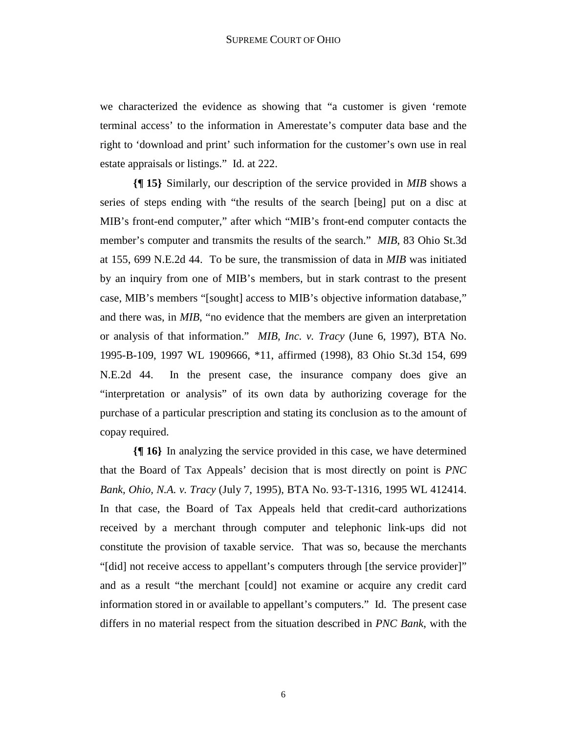we characterized the evidence as showing that "a customer is given 'remote terminal access' to the information in Amerestate's computer data base and the right to 'download and print' such information for the customer's own use in real estate appraisals or listings." Id. at 222.

**{¶ 15}** Similarly, our description of the service provided in *MIB* shows a series of steps ending with "the results of the search [being] put on a disc at MIB's front-end computer," after which "MIB's front-end computer contacts the member's computer and transmits the results of the search." *MIB*, 83 Ohio St.3d at 155, 699 N.E.2d 44. To be sure, the transmission of data in *MIB* was initiated by an inquiry from one of MIB's members, but in stark contrast to the present case, MIB's members "[sought] access to MIB's objective information database," and there was, in *MIB*, "no evidence that the members are given an interpretation or analysis of that information." *MIB, Inc. v. Tracy* (June 6, 1997), BTA No. 1995-B-109, 1997 WL 1909666, *11, affirmed (1998), 83 Ohio St.3d 154, 699 N.E.2d 44. In the present case, the insurance company does give an "interpretation or analysis" of its own data by authorizing coverage for the purchase of a particular prescription and stating its conclusion as to the amount of copay required.

**{¶ 16}** In analyzing the service provided in this case, we have determined that the Board of Tax Appeals' decision that is most directly on point is *PNC Bank, Ohio, N.A. v. Tracy* (July 7, 1995), BTA No. 93-T-1316, 1995 WL 412414. In that case, the Board of Tax Appeals held that credit-card authorizations received by a merchant through computer and telephonic link-ups did not constitute the provision of taxable service. That was so, because the merchants "[did] not receive access to appellant's computers through [the service provider]" and as a result "the merchant [could] not examine or acquire any credit card information stored in or available to appellant's computers." Id. The present case differs in no material respect from the situation described in *PNC Bank*, with the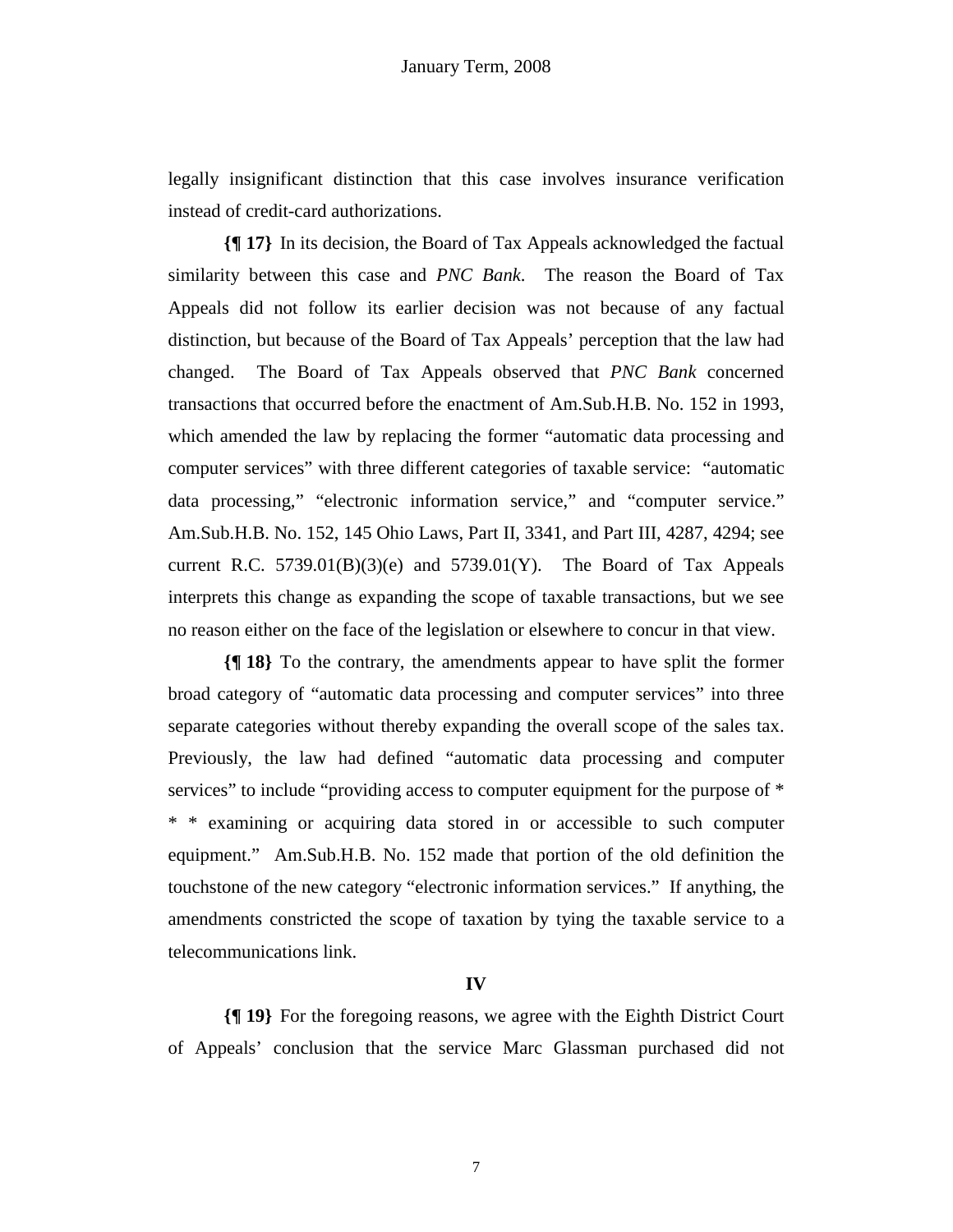legally insignificant distinction that this case involves insurance verification instead of credit-card authorizations.

**{¶ 17}** In its decision, the Board of Tax Appeals acknowledged the factual similarity between this case and *PNC Bank*. The reason the Board of Tax Appeals did not follow its earlier decision was not because of any factual distinction, but because of the Board of Tax Appeals' perception that the law had changed. The Board of Tax Appeals observed that *PNC Bank* concerned transactions that occurred before the enactment of Am.Sub.H.B. No. 152 in 1993, which amended the law by replacing the former "automatic data processing and computer services" with three different categories of taxable service: "automatic data processing," "electronic information service," and "computer service." Am.Sub.H.B. No. 152, 145 Ohio Laws, Part II, 3341, and Part III, 4287, 4294; see current R.C. 5739.01(B)(3)(e) and 5739.01(Y). The Board of Tax Appeals interprets this change as expanding the scope of taxable transactions, but we see no reason either on the face of the legislation or elsewhere to concur in that view.

**{¶ 18}** To the contrary, the amendments appear to have split the former broad category of "automatic data processing and computer services" into three separate categories without thereby expanding the overall scope of the sales tax. Previously, the law had defined "automatic data processing and computer services" to include "providing access to computer equipment for the purpose of * * * examining or acquiring data stored in or accessible to such computer equipment." Am.Sub.H.B. No. 152 made that portion of the old definition the touchstone of the new category "electronic information services." If anything, the amendments constricted the scope of taxation by tying the taxable service to a telecommunications link.

**IV**

**{¶ 19}** For the foregoing reasons, we agree with the Eighth District Court of Appeals' conclusion that the service Marc Glassman purchased did not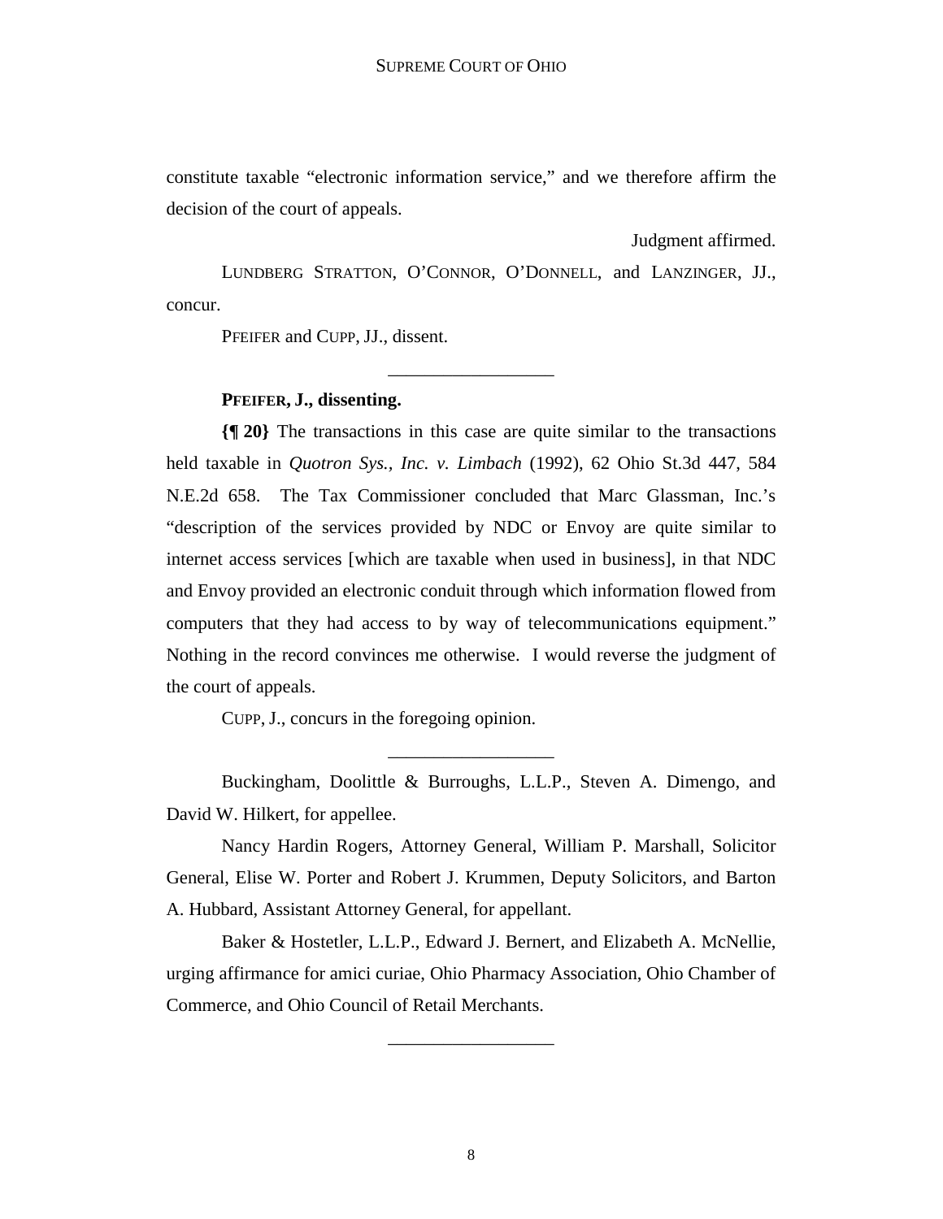constitute taxable "electronic information service," and we therefore affirm the decision of the court of appeals.

Judgment affirmed.

LUNDBERG STRATTON, O'CONNOR, O'DONNELL, and LANZINGER, JJ., concur.

PFEIFER and CUPP, JJ., dissent.

---

**PFEIFER, J., dissenting.**

**{¶ 20}** The transactions in this case are quite similar to the transactions held taxable in *Quotron Sys., Inc. v. Limbach* (1992), 62 Ohio St.3d 447, 584 N.E.2d 658. The Tax Commissioner concluded that Marc Glassman, Inc.'s "description of the services provided by NDC or Envoy are quite similar to internet access services [which are taxable when used in business], in that NDC and Envoy provided an electronic conduit through which information flowed from computers that they had access to by way of telecommunications equipment." Nothing in the record convinces me otherwise. I would reverse the judgment of the court of appeals.

CUPP, J., concurs in the foregoing opinion.

---

Buckingham, Doolittle & Burroughs, L.L.P., Steven A. Dimengo, and David W. Hilkert, for appellee.

Nancy Hardin Rogers, Attorney General, William P. Marshall, Solicitor General, Elise W. Porter and Robert J. Krummen, Deputy Solicitors, and Barton A. Hubbard, Assistant Attorney General, for appellant.

Baker & Hostetler, L.L.P., Edward J. Bernert, and Elizabeth A. McNellie, urging affirmance for amici curiae, Ohio Pharmacy Association, Ohio Chamber of Commerce, and Ohio Council of Retail Merchants.

---